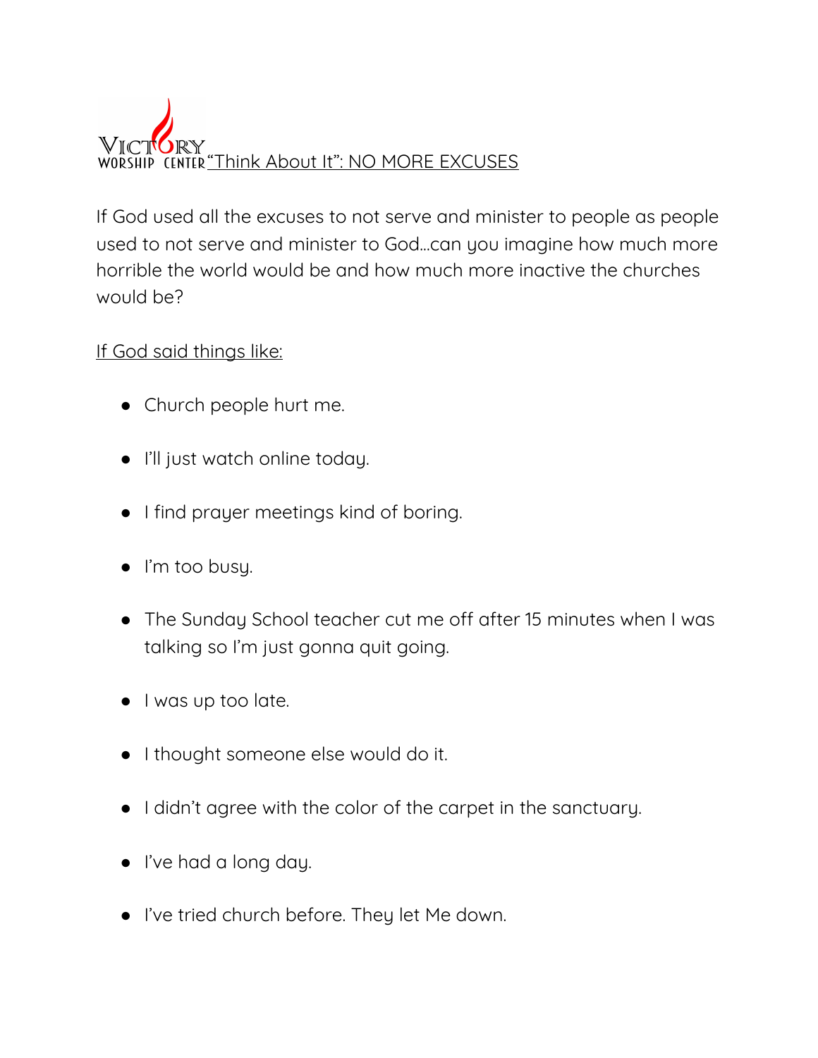# "Think About It": NO MORE EXCUSES

If God used all the excuses to not serve and minister to people as people used to not serve and minister to God…can you imagine how much more horrible the world would be and how much more inactive the churches would be?

If God said things like:

- Church people hurt me.
- I'll just watch online today.
- I find prayer meetings kind of boring.
- I'm too busy.
- The Sunday School teacher cut me off after 15 minutes when I was talking so I'm just gonna quit going.
- I was up too late.
- I thought someone else would do it.
- I didn't agree with the color of the carpet in the sanctuary.
- I've had a long day.
- I've tried church before. They let Me down.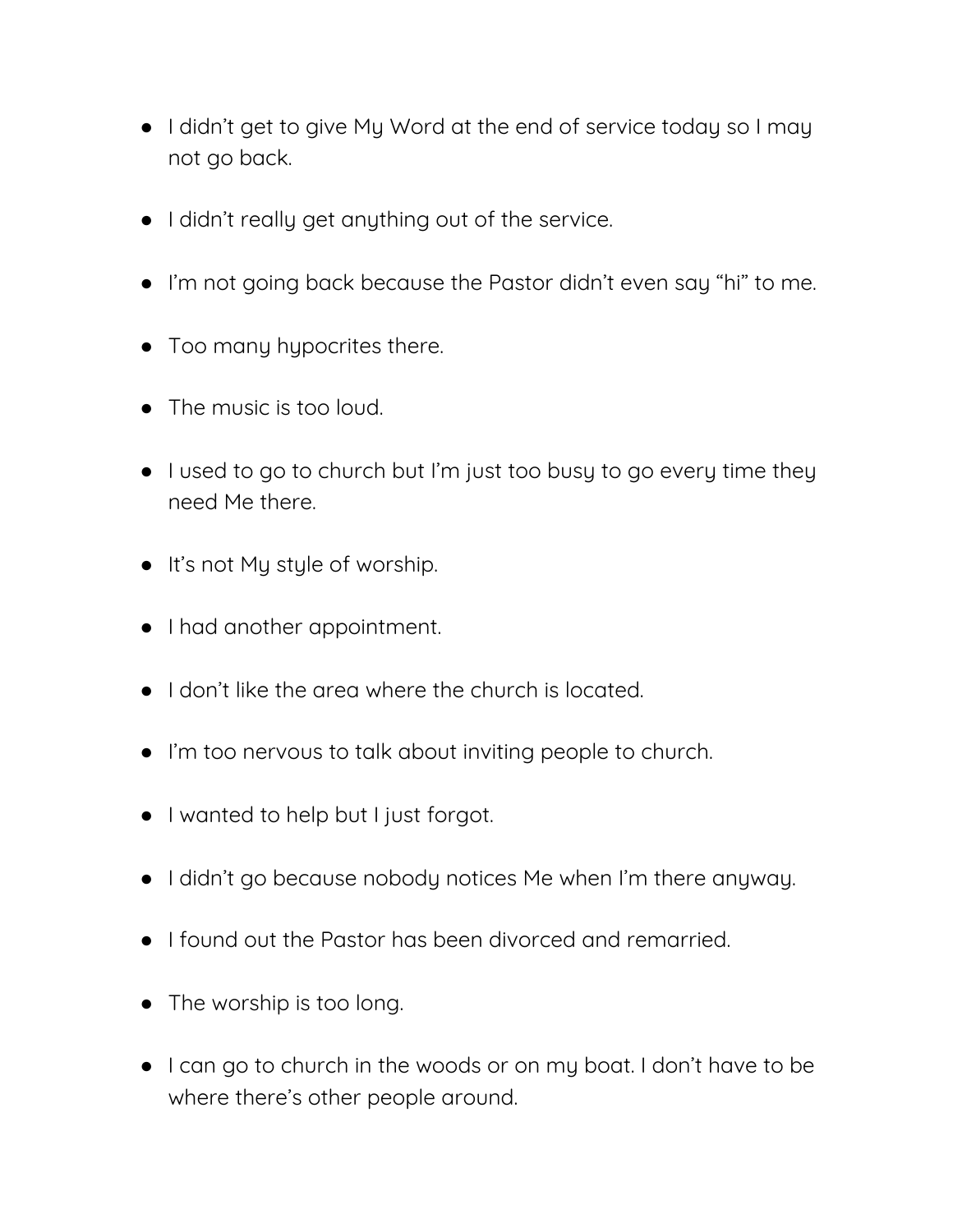- I didn't get to give My Word at the end of service today so I may not go back.
- I didn't really get anything out of the service.
- I'm not going back because the Pastor didn't even say "hi" to me.
- Too many hypocrites there.
- The music is too loud.
- I used to go to church but I'm just too busy to go every time they need Me there.
- It's not My style of worship.
- I had another appointment.
- I don't like the area where the church is located.
- I'm too nervous to talk about inviting people to church.
- I wanted to help but I just forgot.
- I didn't go because nobody notices Me when I'm there anyway.
- I found out the Pastor has been divorced and remarried.
- The worship is too long.
- I can go to church in the woods or on my boat. I don't have to be where there's other people around.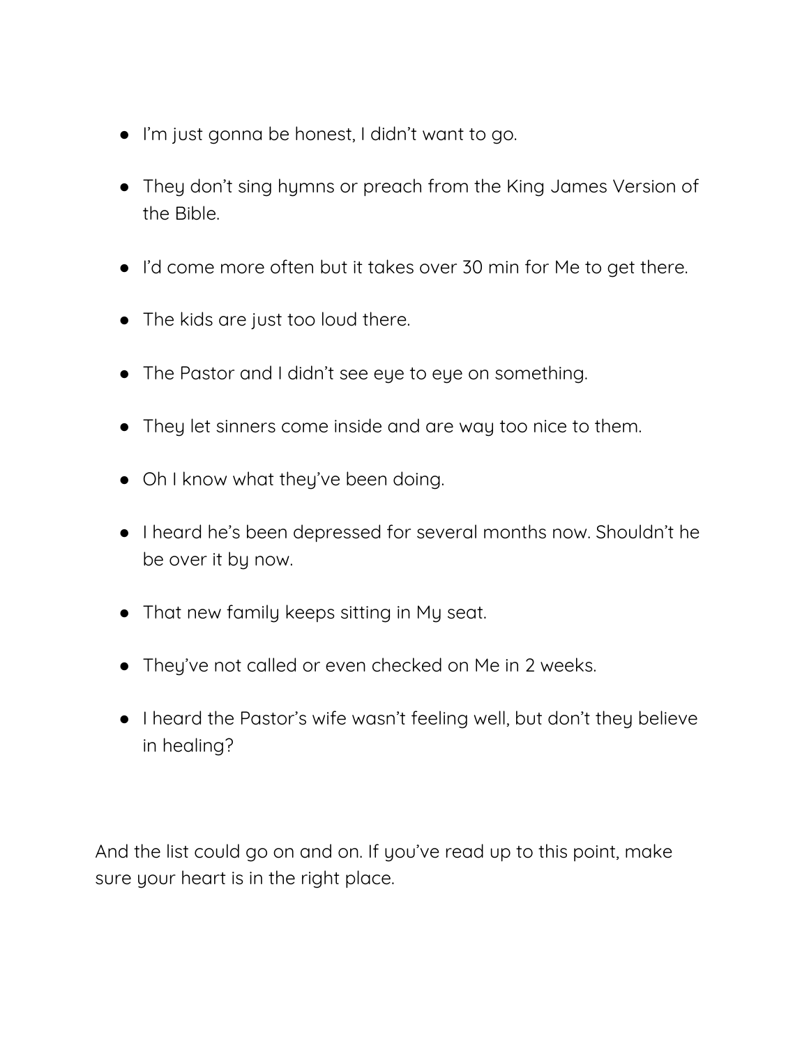- I'm just gonna be honest, I didn't want to go.
- They don't sing hymns or preach from the King James Version of the Bible.
- I'd come more often but it takes over 30 min for Me to get there.
- The kids are just too loud there.
- The Pastor and I didn't see eye to eye on something.
- They let sinners come inside and are way too nice to them.
- Oh I know what they've been doing.
- I heard he's been depressed for several months now. Shouldn't he be over it by now.
- That new family keeps sitting in My seat.
- They've not called or even checked on Me in 2 weeks.
- I heard the Pastor's wife wasn't feeling well, but don't they believe in healing?

And the list could go on and on. If you've read up to this point, make sure your heart is in the right place.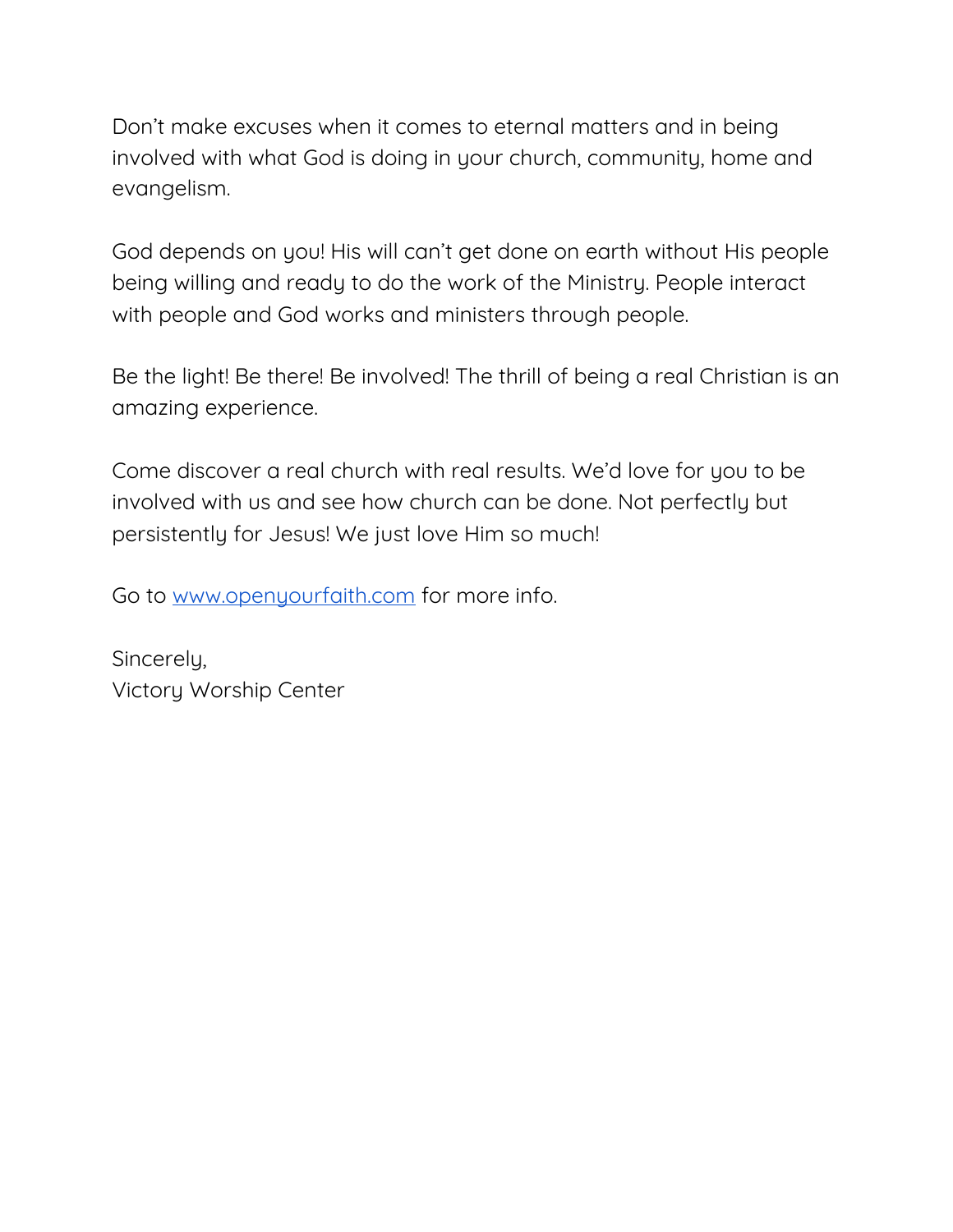Don't make excuses when it comes to eternal matters and in being involved with what God is doing in your church, community, home and evangelism.

God depends on you! His will can't get done on earth without His people being willing and ready to do the work of the Ministry. People interact with people and God works and ministers through people.

Be the light! Be there! Be involved! The thrill of being a real Christian is an amazing experience.

Come discover a real church with real results. We'd love for you to be involved with us and see how church can be done. Not perfectly but persistently for Jesus! We just love Him so much!

Go to [www.openyourfaith.com](http://www.openyourfaith.com) for more info.

Sincerely,
Victory Worship Center